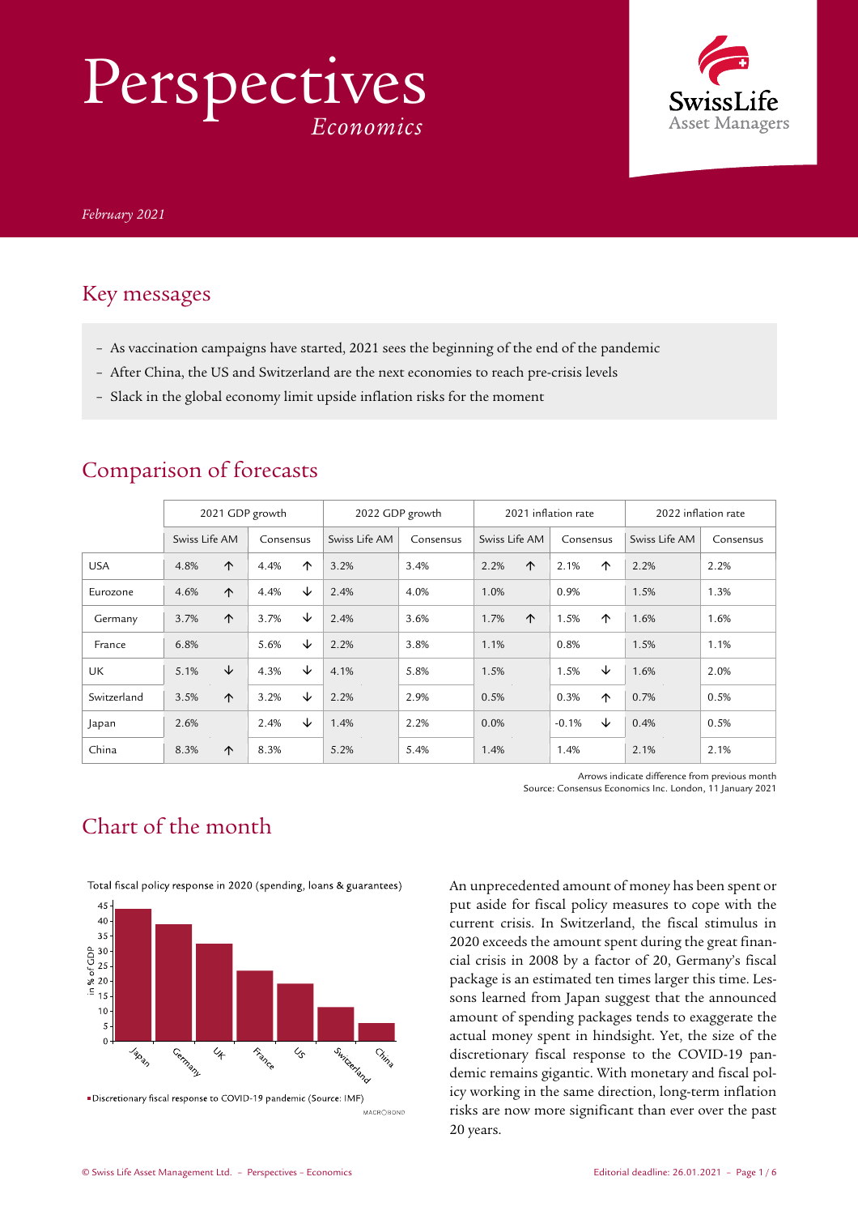# Perspectives
*Economics*

*February 2021*

## Key messages

- As vaccination campaigns have started, 2021 sees the beginning of the end of the pandemic
- After China, the US and Switzerland are the next economies to reach pre-crisis levels
- Slack in the global economy limit upside inflation risks for the moment

## Comparison of forecasts

| | 2021 GDP growth | | 2022 GDP growth | | 2021 inflation rate | | 2022 inflation rate | |
|---|---|---|---|---|---|---|---|---|
| | Swiss Life AM | Consensus | Swiss Life AM | Consensus | Swiss Life AM | Consensus | Swiss Life AM | Consensus |
| USA | 4.8% ↑ | 4.4% ↑ | 3.2% | 3.4% | 2.2% ↑ | 2.1% ↑ | 2.2% | 2.2% |
| Eurozone | 4.6% ↑ | 4.4% ↓ | 2.4% | 4.0% | 1.0% | 0.9% | 1.5% | 1.3% |
| Germany | 3.7% ↑ | 3.7% ↓ | 2.4% | 3.6% | 1.7% ↑ | 1.5% ↑ | 1.6% | 1.6% |
| France | 6.8% | 5.6% ↓ | 2.2% | 3.8% | 1.1% | 0.8% | 1.5% | 1.1% |
| UK | 5.1% ↓ | 4.3% ↓ | 4.1% | 5.8% | 1.5% | 1.5% ↓ | 1.6% | 2.0% |
| Switzerland | 3.5% ↑ | 3.2% ↓ | 2.2% | 2.9% | 0.5% | 0.3% ↑ | 0.7% | 0.5% |
| Japan | 2.6% | 2.4% ↓ | 1.4% | 2.2% | 0.0% | -0.1% ↓ | 0.4% | 0.5% |
| China | 8.3% ↑ | 8.3% | 5.2% | 5.4% | 1.4% | 1.4% | 2.1% | 2.1% |

Arrows indicate difference from previous month
Source: Consensus Economics Inc. London, 11 January 2021

## Chart of the month

Total fiscal policy response in 2020 (spending, loans & guarantees)

Discretionary fiscal response to COVID-19 pandemic (Source: IMF)

An unprecedented amount of money has been spent or put aside for fiscal policy measures to cope with the current crisis. In Switzerland, the fiscal stimulus in 2020 exceeds the amount spent during the great financial crisis in 2008 by a factor of 20, Germany's fiscal package is an estimated ten times larger this time. Lessons learned from Japan suggest that the announced amount of spending packages tends to exaggerate the actual money spent in hindsight. Yet, the size of the discretionary fiscal response to the COVID-19 pandemic remains gigantic. With monetary and fiscal policy working in the same direction, long-term inflation risks are now more significant than ever over the past 20 years.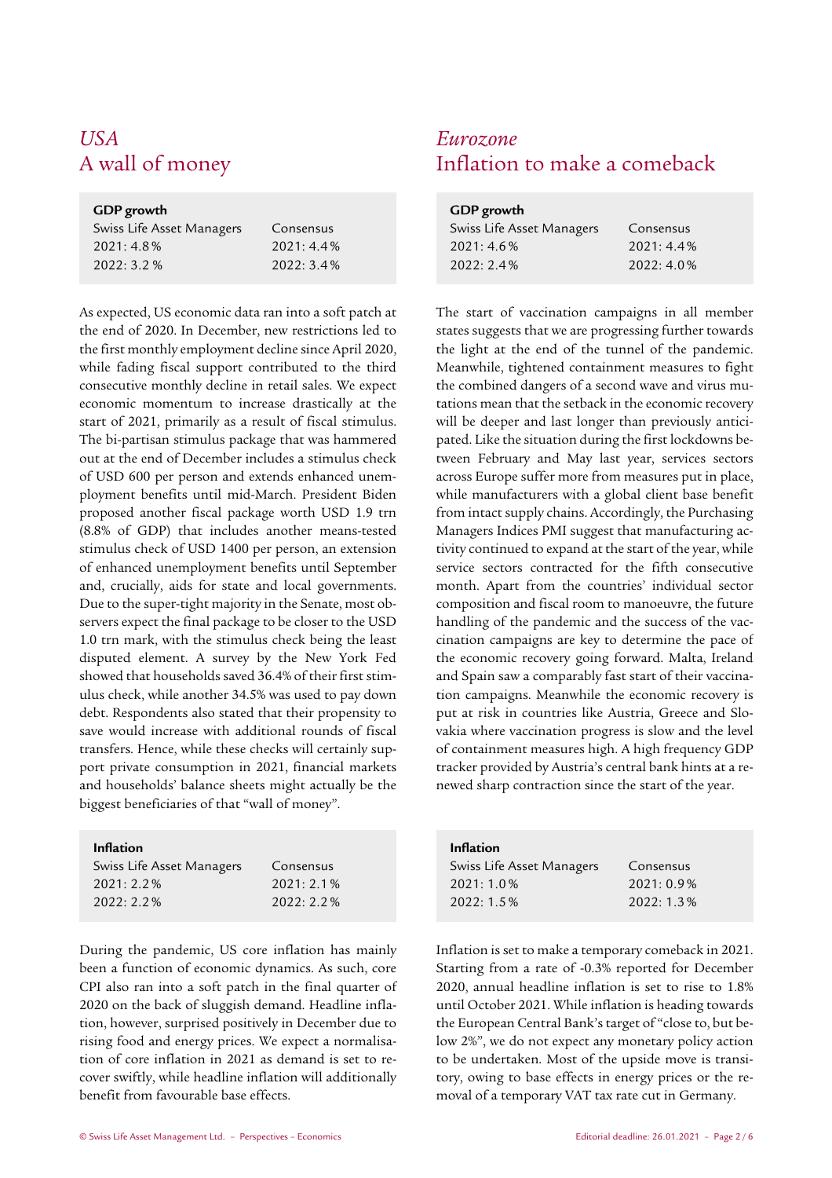## *USA*
## A wall of money

**GDP growth**

| Swiss Life Asset Managers | Consensus |
|---|---|
| 2021: 4.8 % | 2021: 4.4 % |
| 2022: 3.2 % | 2022: 3.4 % |

As expected, US economic data ran into a soft patch at the end of 2020. In December, new restrictions led to the first monthly employment decline since April 2020, while fading fiscal support contributed to the third consecutive monthly decline in retail sales. We expect economic momentum to increase drastically at the start of 2021, primarily as a result of fiscal stimulus. The bi-partisan stimulus package that was hammered out at the end of December includes a stimulus check of USD 600 per person and extends enhanced unemployment benefits until mid-March. President Biden proposed another fiscal package worth USD 1.9 trn (8.8% of GDP) that includes another means-tested stimulus check of USD 1400 per person, an extension of enhanced unemployment benefits until September and, crucially, aids for state and local governments. Due to the super-tight majority in the Senate, most observers expect the final package to be closer to the USD 1.0 trn mark, with the stimulus check being the least disputed element. A survey by the New York Fed showed that households saved 36.4% of their first stimulus check, while another 34.5% was used to pay down debt. Respondents also stated that their propensity to save would increase with additional rounds of fiscal transfers. Hence, while these checks will certainly support private consumption in 2021, financial markets and households' balance sheets might actually be the biggest beneficiaries of that "wall of money".

**Inflation**

| Swiss Life Asset Managers | Consensus |
|---|---|
| 2021: 2.2 % | 2021: 2.1 % |
| 2022: 2.2 % | 2022: 2.2 % |

During the pandemic, US core inflation has mainly been a function of economic dynamics. As such, core CPI also ran into a soft patch in the final quarter of 2020 on the back of sluggish demand. Headline inflation, however, surprised positively in December due to rising food and energy prices. We expect a normalisation of core inflation in 2021 as demand is set to recover swiftly, while headline inflation will additionally benefit from favourable base effects.

## *Eurozone*
## Inflation to make a comeback

**GDP growth**

| Swiss Life Asset Managers | Consensus |
|---|---|
| 2021: 4.6 % | 2021: 4.4 % |
| 2022: 2.4 % | 2022: 4.0 % |

The start of vaccination campaigns in all member states suggests that we are progressing further towards the light at the end of the tunnel of the pandemic. Meanwhile, tightened containment measures to fight the combined dangers of a second wave and virus mutations mean that the setback in the economic recovery will be deeper and last longer than previously anticipated. Like the situation during the first lockdowns between February and May last year, services sectors across Europe suffer more from measures put in place, while manufacturers with a global client base benefit from intact supply chains. Accordingly, the Purchasing Managers Indices PMI suggest that manufacturing activity continued to expand at the start of the year, while service sectors contracted for the fifth consecutive month. Apart from the countries' individual sector composition and fiscal room to manoeuvre, the future handling of the pandemic and the success of the vaccination campaigns are key to determine the pace of the economic recovery going forward. Malta, Ireland and Spain saw a comparably fast start of their vaccination campaigns. Meanwhile the economic recovery is put at risk in countries like Austria, Greece and Slovakia where vaccination progress is slow and the level of containment measures high. A high frequency GDP tracker provided by Austria's central bank hints at a renewed sharp contraction since the start of the year.

**Inflation**

| Swiss Life Asset Managers | Consensus |
|---|---|
| 2021: 1.0 % | 2021: 0.9 % |
| 2022: 1.5 % | 2022: 1.3 % |

Inflation is set to make a temporary comeback in 2021. Starting from a rate of -0.3% reported for December 2020, annual headline inflation is set to rise to 1.8% until October 2021. While inflation is heading towards the European Central Bank's target of "close to, but below 2%", we do not expect any monetary policy action to be undertaken. Most of the upside move is transitory, owing to base effects in energy prices or the removal of a temporary VAT tax rate cut in Germany.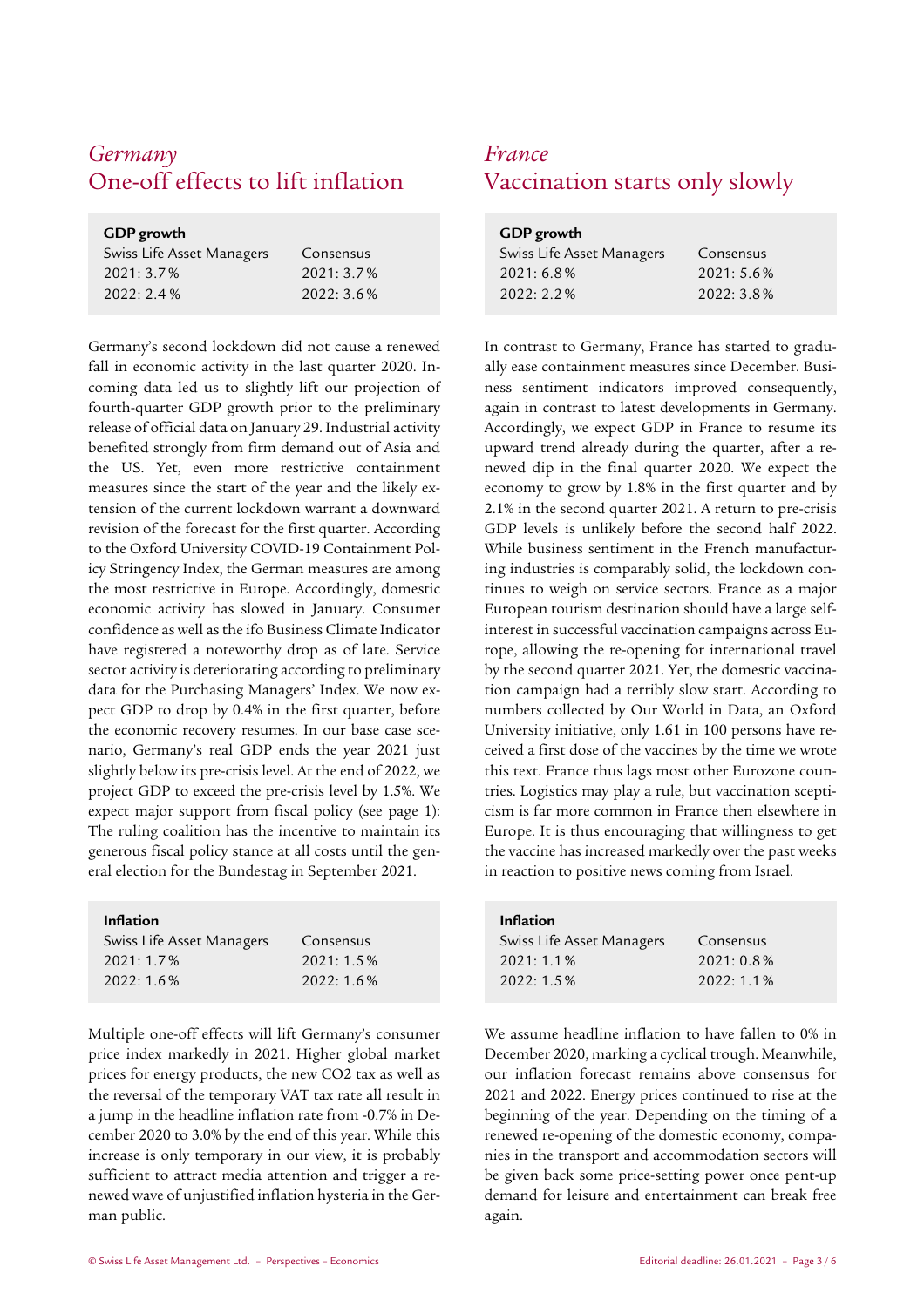## *Germany*
## One-off effects to lift inflation

| **GDP growth** | |
|---|---|
| Swiss Life Asset Managers | Consensus |
| 2021: 3.7% | 2021: 3.7% |
| 2022: 2.4% | 2022: 3.6% |

Germany's second lockdown did not cause a renewed fall in economic activity in the last quarter 2020. Incoming data led us to slightly lift our projection of fourth-quarter GDP growth prior to the preliminary release of official data on January 29. Industrial activity benefited strongly from firm demand out of Asia and the US. Yet, even more restrictive containment measures since the start of the year and the likely extension of the current lockdown warrant a downward revision of the forecast for the first quarter. According to the Oxford University COVID-19 Containment Policy Stringency Index, the German measures are among the most restrictive in Europe. Accordingly, domestic economic activity has slowed in January. Consumer confidence as well as the ifo Business Climate Indicator have registered a noteworthy drop as of late. Service sector activity is deteriorating according to preliminary data for the Purchasing Managers' Index. We now expect GDP to drop by 0.4% in the first quarter, before the economic recovery resumes. In our base case scenario, Germany's real GDP ends the year 2021 just slightly below its pre-crisis level. At the end of 2022, we project GDP to exceed the pre-crisis level by 1.5%. We expect major support from fiscal policy (see page 1): The ruling coalition has the incentive to maintain its generous fiscal policy stance at all costs until the general election for the Bundestag in September 2021.

| **Inflation** | |
|---|---|
| Swiss Life Asset Managers | Consensus |
| 2021: 1.7% | 2021: 1.5% |
| 2022: 1.6% | 2022: 1.6% |

Multiple one-off effects will lift Germany's consumer price index markedly in 2021. Higher global market prices for energy products, the new CO2 tax as well as the reversal of the temporary VAT tax rate all result in a jump in the headline inflation rate from -0.7% in December 2020 to 3.0% by the end of this year. While this increase is only temporary in our view, it is probably sufficient to attract media attention and trigger a renewed wave of unjustified inflation hysteria in the German public.

## *France*
## Vaccination starts only slowly

| **GDP growth** | |
|---|---|
| Swiss Life Asset Managers | Consensus |
| 2021: 6.8% | 2021: 5.6% |
| 2022: 2.2% | 2022: 3.8% |

In contrast to Germany, France has started to gradually ease containment measures since December. Business sentiment indicators improved consequently, again in contrast to latest developments in Germany. Accordingly, we expect GDP in France to resume its upward trend already during the quarter, after a renewed dip in the final quarter 2020. We expect the economy to grow by 1.8% in the first quarter and by 2.1% in the second quarter 2021. A return to pre-crisis GDP levels is unlikely before the second half 2022. While business sentiment in the French manufacturing industries is comparably solid, the lockdown continues to weigh on service sectors. France as a major European tourism destination should have a large self-interest in successful vaccination campaigns across Europe, allowing the re-opening for international travel by the second quarter 2021. Yet, the domestic vaccination campaign had a terribly slow start. According to numbers collected by Our World in Data, an Oxford University initiative, only 1.61 in 100 persons have received a first dose of the vaccines by the time we wrote this text. France thus lags most other Eurozone countries. Logistics may play a rule, but vaccination scepticism is far more common in France then elsewhere in Europe. It is thus encouraging that willingness to get the vaccine has increased markedly over the past weeks in reaction to positive news coming from Israel.

| **Inflation** | |
|---|---|
| Swiss Life Asset Managers | Consensus |
| 2021: 1.1% | 2021: 0.8% |
| 2022: 1.5% | 2022: 1.1% |

We assume headline inflation to have fallen to 0% in December 2020, marking a cyclical trough. Meanwhile, our inflation forecast remains above consensus for 2021 and 2022. Energy prices continued to rise at the beginning of the year. Depending on the timing of a renewed re-opening of the domestic economy, companies in the transport and accommodation sectors will be given back some price-setting power once pent-up demand for leisure and entertainment can break free again.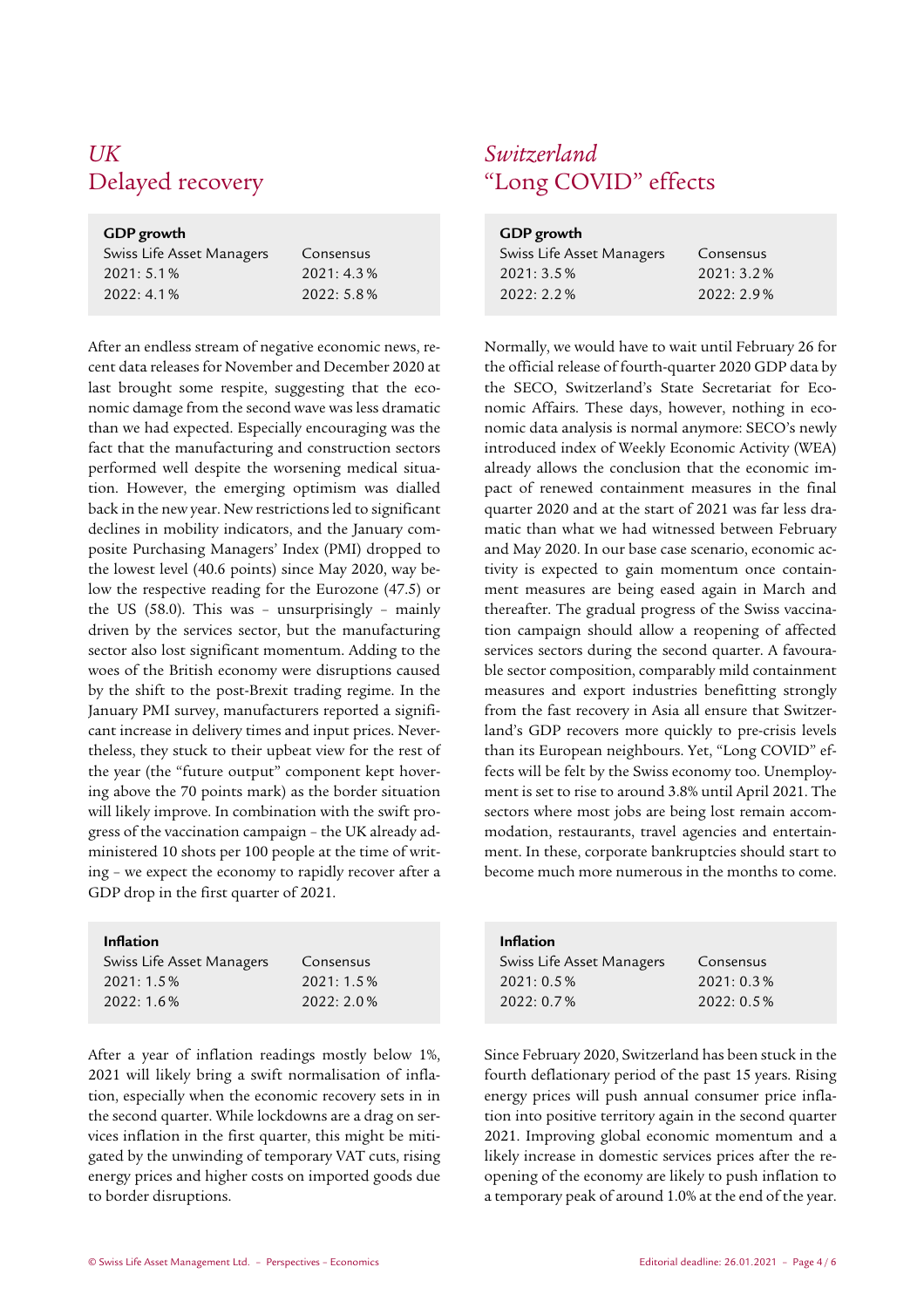## *UK*
## Delayed recovery

| GDP growth | |
|---|---|
| Swiss Life Asset Managers | Consensus |
| 2021: 5.1% | 2021: 4.3% |
| 2022: 4.1% | 2022: 5.8% |

After an endless stream of negative economic news, recent data releases for November and December 2020 at last brought some respite, suggesting that the economic damage from the second wave was less dramatic than we had expected. Especially encouraging was the fact that the manufacturing and construction sectors performed well despite the worsening medical situation. However, the emerging optimism was dialled back in the new year. New restrictions led to significant declines in mobility indicators, and the January composite Purchasing Managers' Index (PMI) dropped to the lowest level (40.6 points) since May 2020, way below the respective reading for the Eurozone (47.5) or the US (58.0). This was – unsurprisingly – mainly driven by the services sector, but the manufacturing sector also lost significant momentum. Adding to the woes of the British economy were disruptions caused by the shift to the post-Brexit trading regime. In the January PMI survey, manufacturers reported a significant increase in delivery times and input prices. Nevertheless, they stuck to their upbeat view for the rest of the year (the "future output" component kept hovering above the 70 points mark) as the border situation will likely improve. In combination with the swift progress of the vaccination campaign – the UK already administered 10 shots per 100 people at the time of writing – we expect the economy to rapidly recover after a GDP drop in the first quarter of 2021.

| Inflation | |
|---|---|
| Swiss Life Asset Managers | Consensus |
| 2021: 1.5% | 2021: 1.5% |
| 2022: 1.6% | 2022: 2.0% |

After a year of inflation readings mostly below 1%, 2021 will likely bring a swift normalisation of inflation, especially when the economic recovery sets in in the second quarter. While lockdowns are a drag on services inflation in the first quarter, this might be mitigated by the unwinding of temporary VAT cuts, rising energy prices and higher costs on imported goods due to border disruptions.

## *Switzerland*
## "Long COVID" effects

| GDP growth | |
|---|---|
| Swiss Life Asset Managers | Consensus |
| 2021: 3.5% | 2021: 3.2% |
| 2022: 2.2% | 2022: 2.9% |

Normally, we would have to wait until February 26 for the official release of fourth-quarter 2020 GDP data by the SECO, Switzerland's State Secretariat for Economic Affairs. These days, however, nothing in economic data analysis is normal anymore: SECO's newly introduced index of Weekly Economic Activity (WEA) already allows the conclusion that the economic impact of renewed containment measures in the final quarter 2020 and at the start of 2021 was far less dramatic than what we had witnessed between February and May 2020. In our base case scenario, economic activity is expected to gain momentum once containment measures are being eased again in March and thereafter. The gradual progress of the Swiss vaccination campaign should allow a reopening of affected services sectors during the second quarter. A favourable sector composition, comparably mild containment measures and export industries benefitting strongly from the fast recovery in Asia all ensure that Switzerland's GDP recovers more quickly to pre-crisis levels than its European neighbours. Yet, "Long COVID" effects will be felt by the Swiss economy too. Unemployment is set to rise to around 3.8% until April 2021. The sectors where most jobs are being lost remain accommodation, restaurants, travel agencies and entertainment. In these, corporate bankruptcies should start to become much more numerous in the months to come.

| Inflation | |
|---|---|
| Swiss Life Asset Managers | Consensus |
| 2021: 0.5% | 2021: 0.3% |
| 2022: 0.7% | 2022: 0.5% |

Since February 2020, Switzerland has been stuck in the fourth deflationary period of the past 15 years. Rising energy prices will push annual consumer price inflation into positive territory again in the second quarter 2021. Improving global economic momentum and a likely increase in domestic services prices after the reopening of the economy are likely to push inflation to a temporary peak of around 1.0% at the end of the year.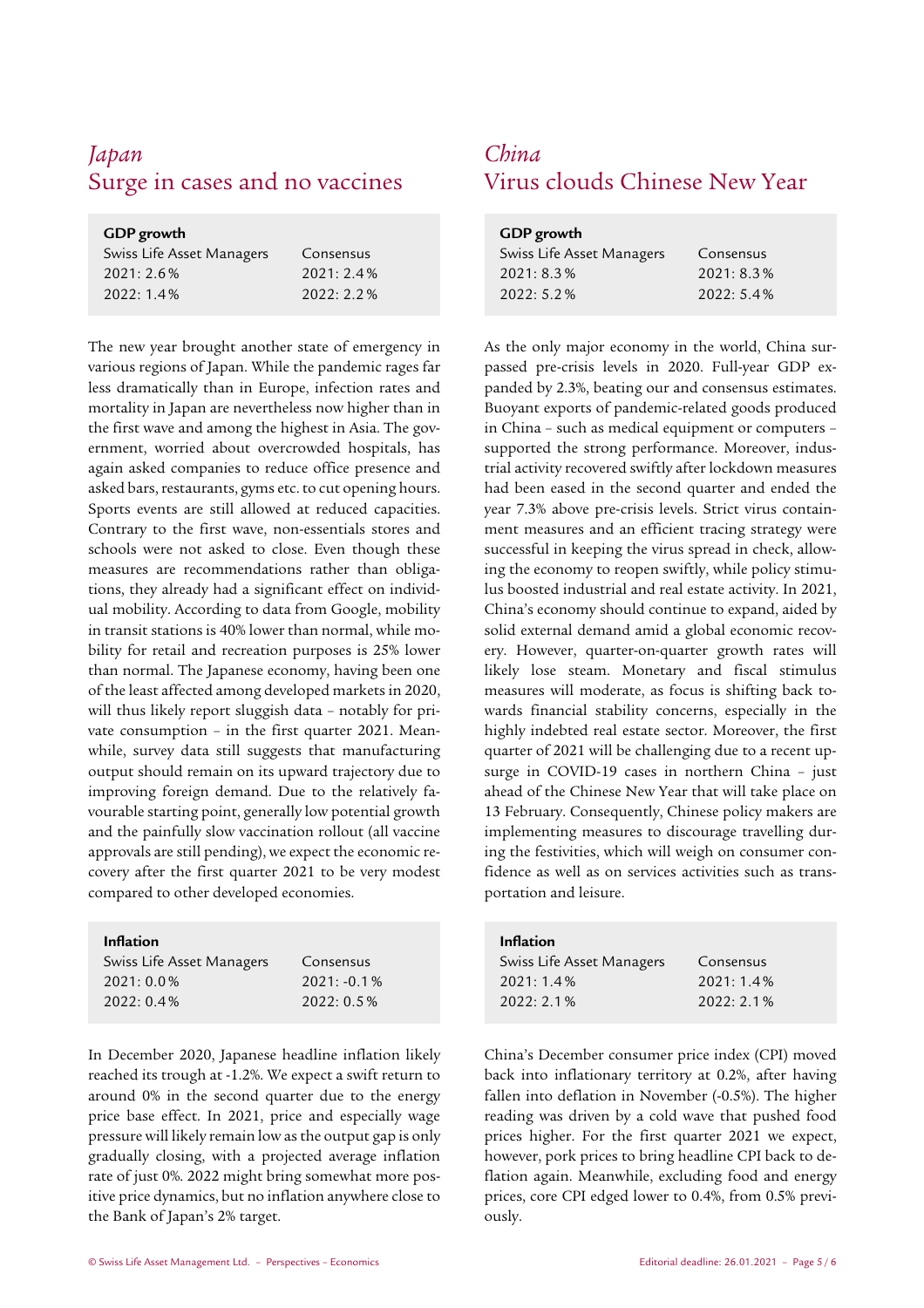## *Japan*
## Surge in cases and no vaccines

**GDP growth**

| Swiss Life Asset Managers | Consensus |
|---|---|
| 2021: 2.6% | 2021: 2.4% |
| 2022: 1.4% | 2022: 2.2% |

The new year brought another state of emergency in various regions of Japan. While the pandemic rages far less dramatically than in Europe, infection rates and mortality in Japan are nevertheless now higher than in the first wave and among the highest in Asia. The government, worried about overcrowded hospitals, has again asked companies to reduce office presence and asked bars, restaurants, gyms etc. to cut opening hours. Sports events are still allowed at reduced capacities. Contrary to the first wave, non-essentials stores and schools were not asked to close. Even though these measures are recommendations rather than obligations, they already had a significant effect on individual mobility. According to data from Google, mobility in transit stations is 40% lower than normal, while mobility for retail and recreation purposes is 25% lower than normal. The Japanese economy, having been one of the least affected among developed markets in 2020, will thus likely report sluggish data – notably for private consumption – in the first quarter 2021. Meanwhile, survey data still suggests that manufacturing output should remain on its upward trajectory due to improving foreign demand. Due to the relatively favourable starting point, generally low potential growth and the painfully slow vaccination rollout (all vaccine approvals are still pending), we expect the economic recovery after the first quarter 2021 to be very modest compared to other developed economies.

**Inflation**

| Swiss Life Asset Managers | Consensus |
|---|---|
| 2021: 0.0% | 2021: -0.1% |
| 2022: 0.4% | 2022: 0.5% |

In December 2020, Japanese headline inflation likely reached its trough at -1.2%. We expect a swift return to around 0% in the second quarter due to the energy price base effect. In 2021, price and especially wage pressure will likely remain low as the output gap is only gradually closing, with a projected average inflation rate of just 0%. 2022 might bring somewhat more positive price dynamics, but no inflation anywhere close to the Bank of Japan's 2% target.

## *China*
## Virus clouds Chinese New Year

**GDP growth**

| Swiss Life Asset Managers | Consensus |
|---|---|
| 2021: 8.3% | 2021: 8.3% |
| 2022: 5.2% | 2022: 5.4% |

As the only major economy in the world, China surpassed pre-crisis levels in 2020. Full-year GDP expanded by 2.3%, beating our and consensus estimates. Buoyant exports of pandemic-related goods produced in China – such as medical equipment or computers – supported the strong performance. Moreover, industrial activity recovered swiftly after lockdown measures had been eased in the second quarter and ended the year 7.3% above pre-crisis levels. Strict virus containment measures and an efficient tracing strategy were successful in keeping the virus spread in check, allowing the economy to reopen swiftly, while policy stimulus boosted industrial and real estate activity. In 2021, China's economy should continue to expand, aided by solid external demand amid a global economic recovery. However, quarter-on-quarter growth rates will likely lose steam. Monetary and fiscal stimulus measures will moderate, as focus is shifting back towards financial stability concerns, especially in the highly indebted real estate sector. Moreover, the first quarter of 2021 will be challenging due to a recent upsurge in COVID-19 cases in northern China – just ahead of the Chinese New Year that will take place on 13 February. Consequently, Chinese policy makers are implementing measures to discourage travelling during the festivities, which will weigh on consumer confidence as well as on services activities such as transportation and leisure.

**Inflation**

| Swiss Life Asset Managers | Consensus |
|---|---|
| 2021: 1.4% | 2021: 1.4% |
| 2022: 2.1% | 2022: 2.1% |

China's December consumer price index (CPI) moved back into inflationary territory at 0.2%, after having fallen into deflation in November (-0.5%). The higher reading was driven by a cold wave that pushed food prices higher. For the first quarter 2021 we expect, however, pork prices to bring headline CPI back to deflation again. Meanwhile, excluding food and energy prices, core CPI edged lower to 0.4%, from 0.5% previously.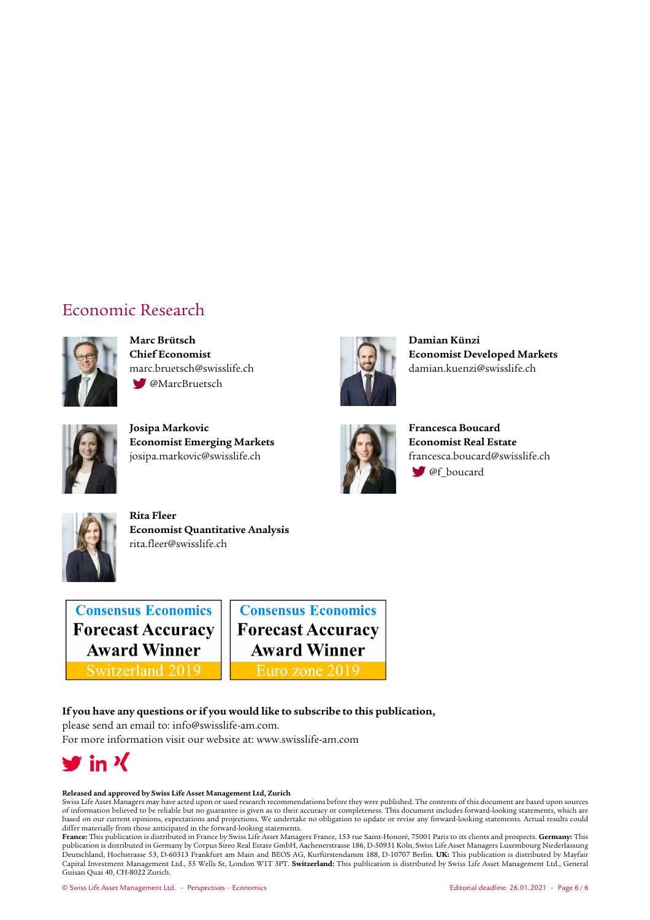## Economic Research

**Marc Brütsch**
**Chief Economist**
marc.bruetsch@swisslife.ch
@MarcBruetsch

**Damian Künzi**
**Economist Developed Markets**
damian.kuenzi@swisslife.ch

**Josipa Markovic**
**Economist Emerging Markets**
josipa.markovic@swisslife.ch

**Francesca Boucard**
**Economist Real Estate**
francesca.boucard@swisslife.ch
@f_boucard

**Rita Fleer**
**Economist Quantitative Analysis**
rita.fleer@swisslife.ch

Consensus Economics
**Forecast Accuracy Award Winner**
Switzerland 2019

Consensus Economics
**Forecast Accuracy Award Winner**
Euro zone 2019

**If you have any questions or if you would like to subscribe to this publication,**
please send an email to: info@swisslife-am.com.
For more information visit our website at: www.swisslife-am.com

**Released and approved by Swiss Life Asset Management Ltd, Zurich**
Swiss Life Asset Managers may have acted upon or used research recommendations before they were published. The contents of this document are based upon sources of information believed to be reliable but no guarantee is given as to their accuracy or completeness. This document includes forward-looking statements, which are based on our current opinions, expectations and projections. We undertake no obligation to update or revise any forward-looking statements. Actual results could differ materially from those anticipated in the forward-looking statements.
**France:** This publication is distributed in France by Swiss Life Asset Managers France, 153 rue Saint-Honoré, 75001 Paris to its clients and prospects. **Germany:** This publication is distributed in Germany by Corpus Sireo Real Estate GmbH, Aachenerstrasse 186, D-50931 Köln, Swiss Life Asset Managers Luxembourg Niederlassung Deutschland, Hochstrasse 53, D-60313 Frankfurt am Main and BEOS AG, Kurfürstendamm 188, D-10707 Berlin. **UK:** This publication is distributed by Mayfair Capital Investment Management Ltd., 55 Wells St, London W1T 3PT. **Switzerland:** This publication is distributed by Swiss Life Asset Management Ltd., General Guisan Quai 40, CH-8022 Zurich.